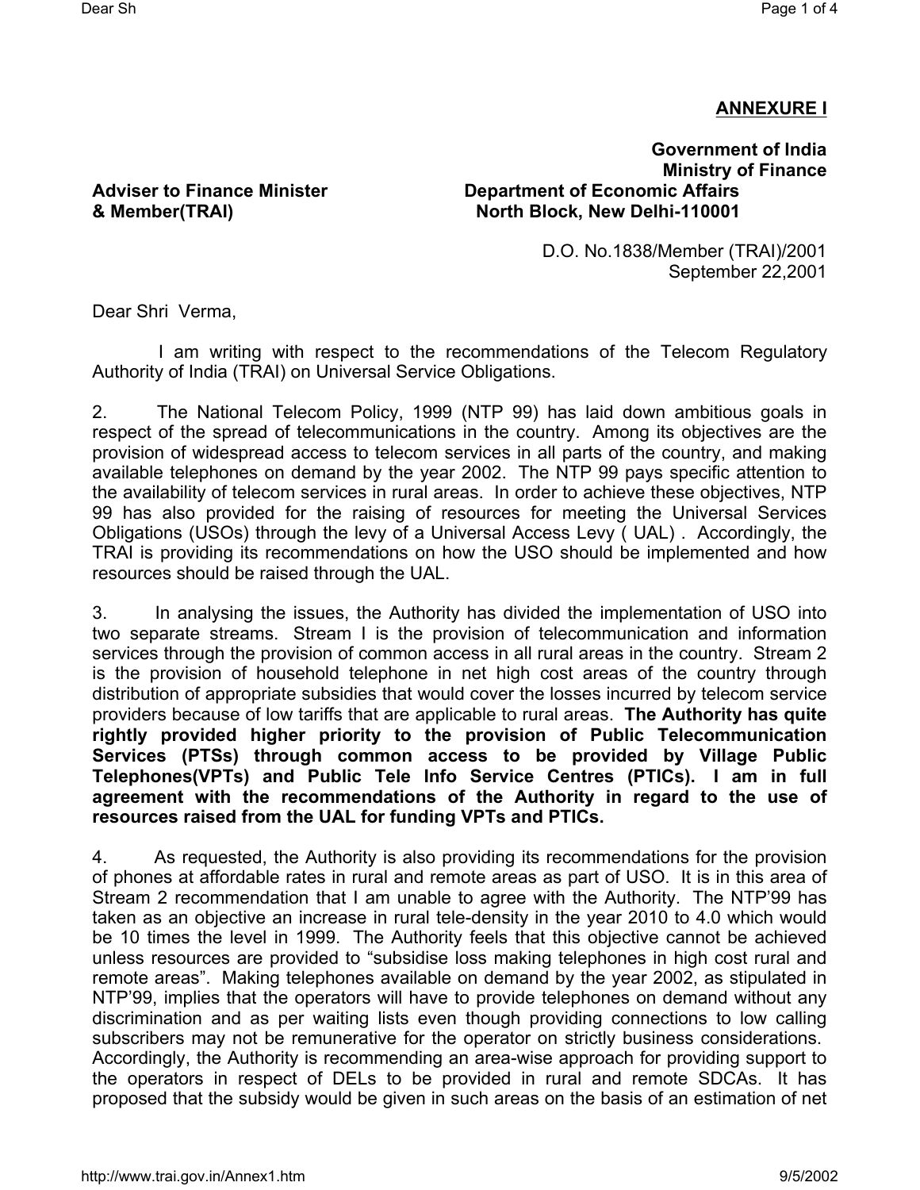**ANNEXURE I**

**Government of India**
**Ministry of Finance**
**Department of Economic Affairs**
**North Block, New Delhi-110001**

**Adviser to Finance Minister**
**& Member(TRAI)**

D.O. No.1838/Member (TRAI)/2001
September 22,2001

Dear Shri Verma,

I am writing with respect to the recommendations of the Telecom Regulatory Authority of India (TRAI) on Universal Service Obligations.

2. The National Telecom Policy, 1999 (NTP 99) has laid down ambitious goals in respect of the spread of telecommunications in the country. Among its objectives are the provision of widespread access to telecom services in all parts of the country, and making available telephones on demand by the year 2002. The NTP 99 pays specific attention to the availability of telecom services in rural areas. In order to achieve these objectives, NTP 99 has also provided for the raising of resources for meeting the Universal Services Obligations (USOs) through the levy of a Universal Access Levy ( UAL) . Accordingly, the TRAI is providing its recommendations on how the USO should be implemented and how resources should be raised through the UAL.

3. In analysing the issues, the Authority has divided the implementation of USO into two separate streams. Stream I is the provision of telecommunication and information services through the provision of common access in all rural areas in the country. Stream 2 is the provision of household telephone in net high cost areas of the country through distribution of appropriate subsidies that would cover the losses incurred by telecom service providers because of low tariffs that are applicable to rural areas. **The Authority has quite rightly provided higher priority to the provision of Public Telecommunication Services (PTSs) through common access to be provided by Village Public Telephones(VPTs) and Public Tele Info Service Centres (PTICs). I am in full agreement with the recommendations of the Authority in regard to the use of resources raised from the UAL for funding VPTs and PTICs.**

4. As requested, the Authority is also providing its recommendations for the provision of phones at affordable rates in rural and remote areas as part of USO. It is in this area of Stream 2 recommendation that I am unable to agree with the Authority. The NTP'99 has taken as an objective an increase in rural tele-density in the year 2010 to 4.0 which would be 10 times the level in 1999. The Authority feels that this objective cannot be achieved unless resources are provided to "subsidise loss making telephones in high cost rural and remote areas". Making telephones available on demand by the year 2002, as stipulated in NTP'99, implies that the operators will have to provide telephones on demand without any discrimination and as per waiting lists even though providing connections to low calling subscribers may not be remunerative for the operator on strictly business considerations. Accordingly, the Authority is recommending an area-wise approach for providing support to the operators in respect of DELs to be provided in rural and remote SDCAs. It has proposed that the subsidy would be given in such areas on the basis of an estimation of net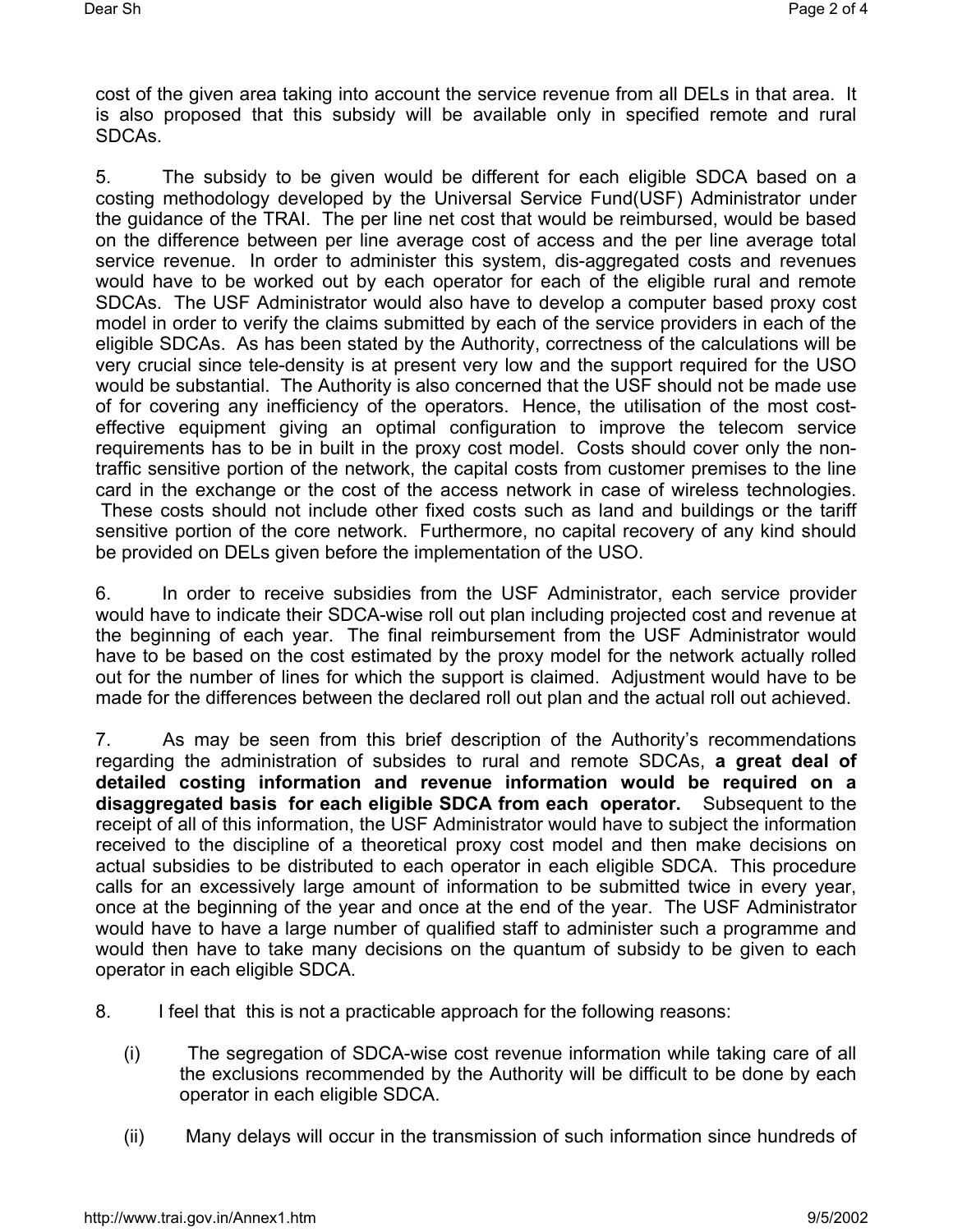cost of the given area taking into account the service revenue from all DELs in that area. It is also proposed that this subsidy will be available only in specified remote and rural SDCAs.

5. The subsidy to be given would be different for each eligible SDCA based on a costing methodology developed by the Universal Service Fund(USF) Administrator under the guidance of the TRAI. The per line net cost that would be reimbursed, would be based on the difference between per line average cost of access and the per line average total service revenue. In order to administer this system, dis-aggregated costs and revenues would have to be worked out by each operator for each of the eligible rural and remote SDCAs. The USF Administrator would also have to develop a computer based proxy cost model in order to verify the claims submitted by each of the service providers in each of the eligible SDCAs. As has been stated by the Authority, correctness of the calculations will be very crucial since tele-density is at present very low and the support required for the USO would be substantial. The Authority is also concerned that the USF should not be made use of for covering any inefficiency of the operators. Hence, the utilisation of the most cost-effective equipment giving an optimal configuration to improve the telecom service requirements has to be in built in the proxy cost model. Costs should cover only the non-traffic sensitive portion of the network, the capital costs from customer premises to the line card in the exchange or the cost of the access network in case of wireless technologies. These costs should not include other fixed costs such as land and buildings or the tariff sensitive portion of the core network. Furthermore, no capital recovery of any kind should be provided on DELs given before the implementation of the USO.

6. In order to receive subsidies from the USF Administrator, each service provider would have to indicate their SDCA-wise roll out plan including projected cost and revenue at the beginning of each year. The final reimbursement from the USF Administrator would have to be based on the cost estimated by the proxy model for the network actually rolled out for the number of lines for which the support is claimed. Adjustment would have to be made for the differences between the declared roll out plan and the actual roll out achieved.

7. As may be seen from this brief description of the Authority's recommendations regarding the administration of subsides to rural and remote SDCAs, **a great deal of detailed costing information and revenue information would be required on a disaggregated basis for each eligible SDCA from each operator.** Subsequent to the receipt of all of this information, the USF Administrator would have to subject the information received to the discipline of a theoretical proxy cost model and then make decisions on actual subsidies to be distributed to each operator in each eligible SDCA. This procedure calls for an excessively large amount of information to be submitted twice in every year, once at the beginning of the year and once at the end of the year. The USF Administrator would have to have a large number of qualified staff to administer such a programme and would then have to take many decisions on the quantum of subsidy to be given to each operator in each eligible SDCA.

8. I feel that this is not a practicable approach for the following reasons:

(i) The segregation of SDCA-wise cost revenue information while taking care of all the exclusions recommended by the Authority will be difficult to be done by each operator in each eligible SDCA.

(ii) Many delays will occur in the transmission of such information since hundreds of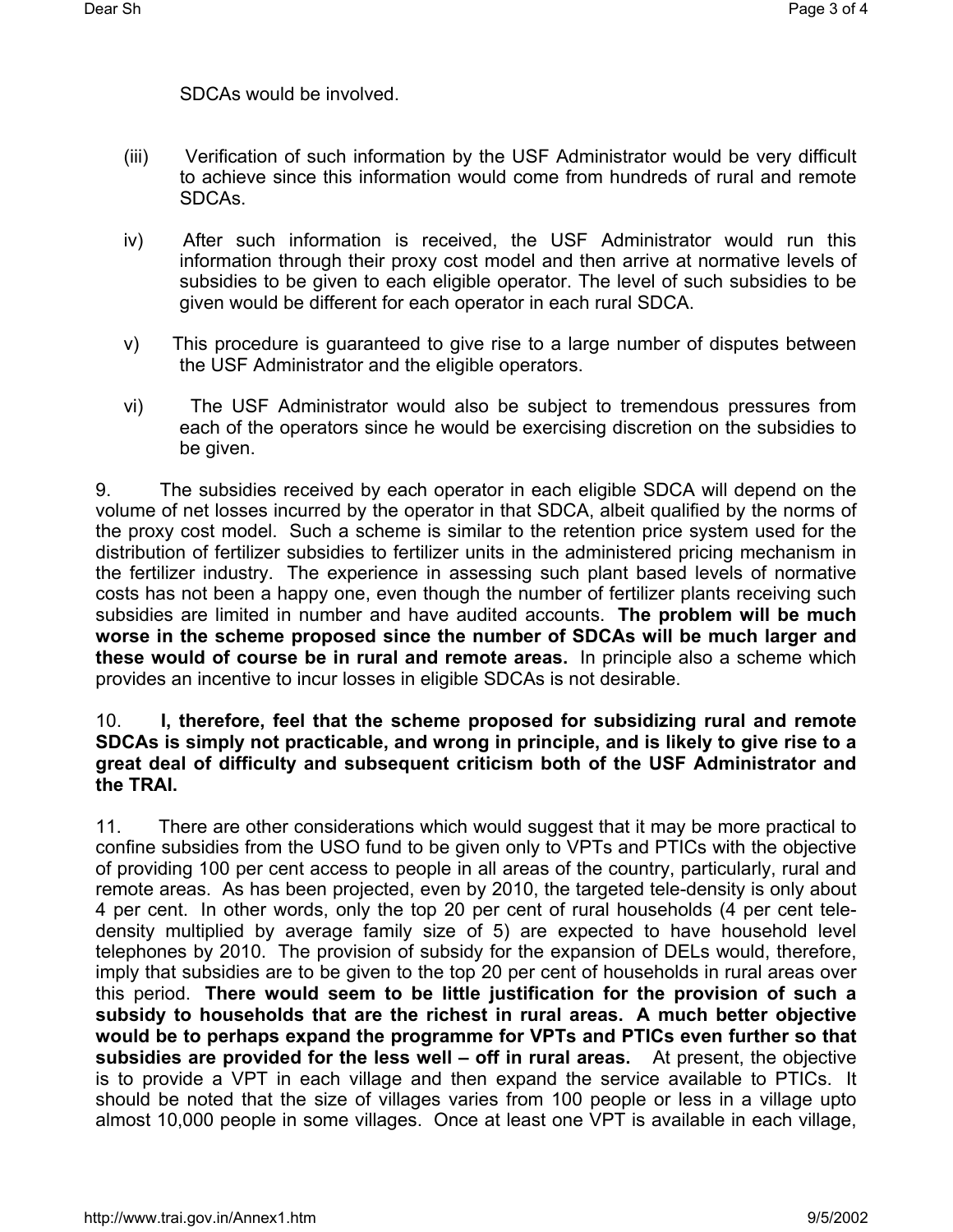SDCAs would be involved.

(iii) Verification of such information by the USF Administrator would be very difficult to achieve since this information would come from hundreds of rural and remote SDCAs.

iv) After such information is received, the USF Administrator would run this information through their proxy cost model and then arrive at normative levels of subsidies to be given to each eligible operator. The level of such subsidies to be given would be different for each operator in each rural SDCA.

v) This procedure is guaranteed to give rise to a large number of disputes between the USF Administrator and the eligible operators.

vi) The USF Administrator would also be subject to tremendous pressures from each of the operators since he would be exercising discretion on the subsidies to be given.

9. The subsidies received by each operator in each eligible SDCA will depend on the volume of net losses incurred by the operator in that SDCA, albeit qualified by the norms of the proxy cost model. Such a scheme is similar to the retention price system used for the distribution of fertilizer subsidies to fertilizer units in the administered pricing mechanism in the fertilizer industry. The experience in assessing such plant based levels of normative costs has not been a happy one, even though the number of fertilizer plants receiving such subsidies are limited in number and have audited accounts. **The problem will be much worse in the scheme proposed since the number of SDCAs will be much larger and these would of course be in rural and remote areas.** In principle also a scheme which provides an incentive to incur losses in eligible SDCAs is not desirable.

10. **I, therefore, feel that the scheme proposed for subsidizing rural and remote SDCAs is simply not practicable, and wrong in principle, and is likely to give rise to a great deal of difficulty and subsequent criticism both of the USF Administrator and the TRAI.**

11. There are other considerations which would suggest that it may be more practical to confine subsidies from the USO fund to be given only to VPTs and PTICs with the objective of providing 100 per cent access to people in all areas of the country, particularly, rural and remote areas. As has been projected, even by 2010, the targeted tele-density is only about 4 per cent. In other words, only the top 20 per cent of rural households (4 per cent tele-density multiplied by average family size of 5) are expected to have household level telephones by 2010. The provision of subsidy for the expansion of DELs would, therefore, imply that subsidies are to be given to the top 20 per cent of households in rural areas over this period. **There would seem to be little justification for the provision of such a subsidy to households that are the richest in rural areas. A much better objective would be to perhaps expand the programme for VPTs and PTICs even further so that subsidies are provided for the less well – off in rural areas.** At present, the objective is to provide a VPT in each village and then expand the service available to PTICs. It should be noted that the size of villages varies from 100 people or less in a village upto almost 10,000 people in some villages. Once at least one VPT is available in each village,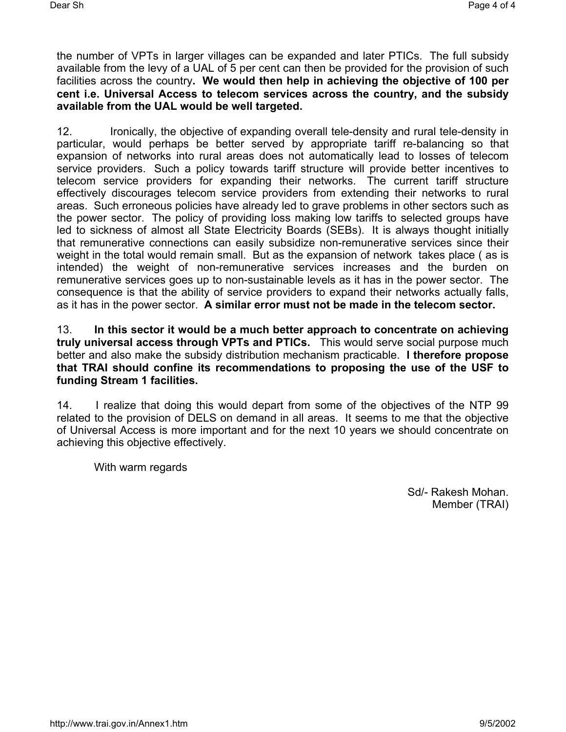the number of VPTs in larger villages can be expanded and later PTICs. The full subsidy available from the levy of a UAL of 5 per cent can then be provided for the provision of such facilities across the country**. We would then help in achieving the objective of 100 per cent i.e. Universal Access to telecom services across the country, and the subsidy available from the UAL would be well targeted.**

12. Ironically, the objective of expanding overall tele-density and rural tele-density in particular, would perhaps be better served by appropriate tariff re-balancing so that expansion of networks into rural areas does not automatically lead to losses of telecom service providers. Such a policy towards tariff structure will provide better incentives to telecom service providers for expanding their networks. The current tariff structure effectively discourages telecom service providers from extending their networks to rural areas. Such erroneous policies have already led to grave problems in other sectors such as the power sector. The policy of providing loss making low tariffs to selected groups have led to sickness of almost all State Electricity Boards (SEBs). It is always thought initially that remunerative connections can easily subsidize non-remunerative services since their weight in the total would remain small. But as the expansion of network takes place ( as is intended) the weight of non-remunerative services increases and the burden on remunerative services goes up to non-sustainable levels as it has in the power sector. The consequence is that the ability of service providers to expand their networks actually falls, as it has in the power sector. **A similar error must not be made in the telecom sector.**

13. **In this sector it would be a much better approach to concentrate on achieving truly universal access through VPTs and PTICs.** This would serve social purpose much better and also make the subsidy distribution mechanism practicable. **I therefore propose that TRAI should confine its recommendations to proposing the use of the USF to funding Stream 1 facilities.**

14. I realize that doing this would depart from some of the objectives of the NTP 99 related to the provision of DELS on demand in all areas. It seems to me that the objective of Universal Access is more important and for the next 10 years we should concentrate on achieving this objective effectively.

With warm regards

Sd/- Rakesh Mohan.
Member (TRAI)